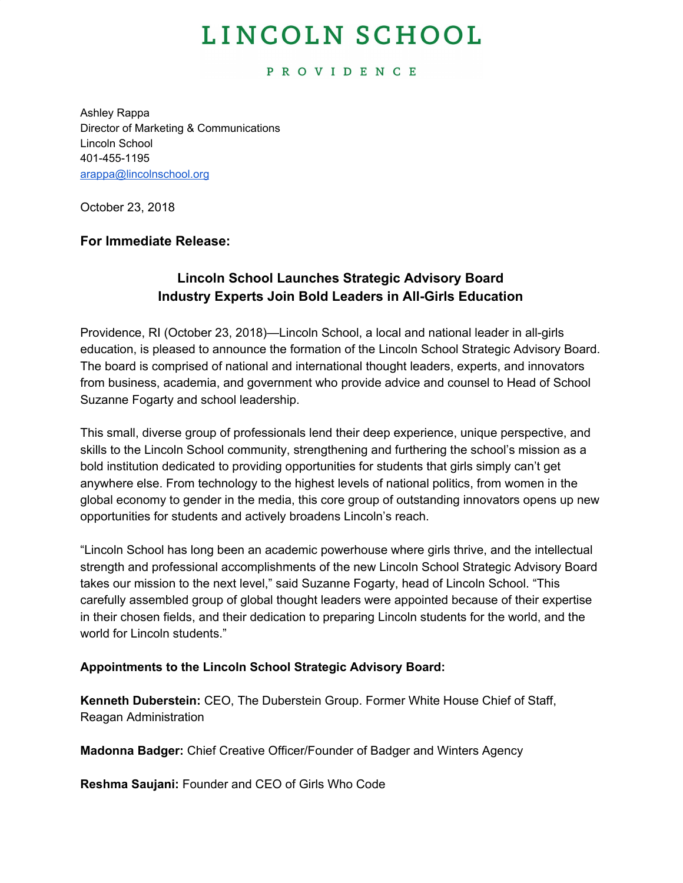# LINCOLN SCHOOL

PROVIDENCE

Ashley Rappa
Director of Marketing & Communications
Lincoln School
401-455-1195
arappa@lincolnschool.org

October 23, 2018

**For Immediate Release:**

**Lincoln School Launches Strategic Advisory Board**
**Industry Experts Join Bold Leaders in All-Girls Education**

Providence, RI (October 23, 2018)—Lincoln School, a local and national leader in all-girls education, is pleased to announce the formation of the Lincoln School Strategic Advisory Board. The board is comprised of national and international thought leaders, experts, and innovators from business, academia, and government who provide advice and counsel to Head of School Suzanne Fogarty and school leadership.

This small, diverse group of professionals lend their deep experience, unique perspective, and skills to the Lincoln School community, strengthening and furthering the school's mission as a bold institution dedicated to providing opportunities for students that girls simply can't get anywhere else. From technology to the highest levels of national politics, from women in the global economy to gender in the media, this core group of outstanding innovators opens up new opportunities for students and actively broadens Lincoln's reach.

"Lincoln School has long been an academic powerhouse where girls thrive, and the intellectual strength and professional accomplishments of the new Lincoln School Strategic Advisory Board takes our mission to the next level," said Suzanne Fogarty, head of Lincoln School. "This carefully assembled group of global thought leaders were appointed because of their expertise in their chosen fields, and their dedication to preparing Lincoln students for the world, and the world for Lincoln students."

**Appointments to the Lincoln School Strategic Advisory Board:**

**Kenneth Duberstein:** CEO, The Duberstein Group. Former White House Chief of Staff, Reagan Administration

**Madonna Badger:** Chief Creative Officer/Founder of Badger and Winters Agency

**Reshma Saujani:** Founder and CEO of Girls Who Code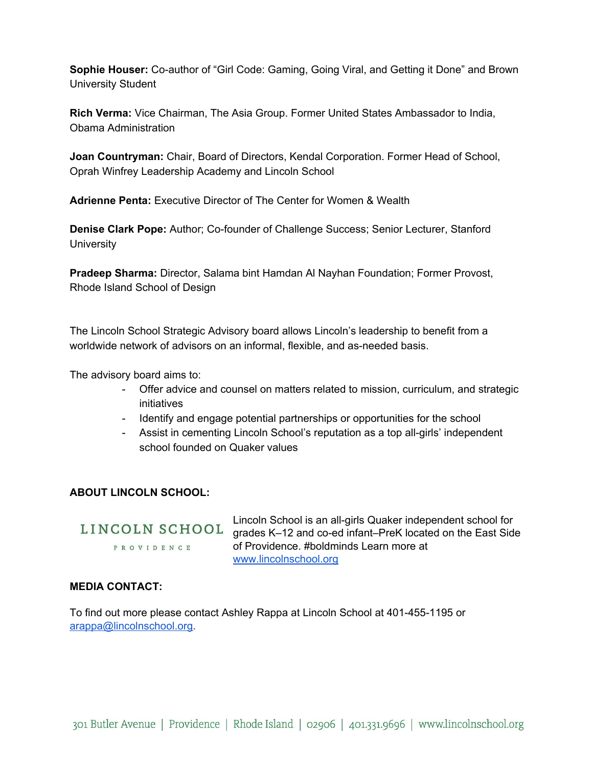**Sophie Houser:** Co-author of "Girl Code: Gaming, Going Viral, and Getting it Done" and Brown University Student

**Rich Verma:** Vice Chairman, The Asia Group. Former United States Ambassador to India, Obama Administration

**Joan Countryman:** Chair, Board of Directors, Kendal Corporation. Former Head of School, Oprah Winfrey Leadership Academy and Lincoln School

**Adrienne Penta:** Executive Director of The Center for Women & Wealth

**Denise Clark Pope:** Author; Co-founder of Challenge Success; Senior Lecturer, Stanford University

**Pradeep Sharma:** Director, Salama bint Hamdan Al Nayhan Foundation; Former Provost, Rhode Island School of Design

The Lincoln School Strategic Advisory board allows Lincoln's leadership to benefit from a worldwide network of advisors on an informal, flexible, and as-needed basis.

The advisory board aims to:

- Offer advice and counsel on matters related to mission, curriculum, and strategic initiatives
- Identify and engage potential partnerships or opportunities for the school
- Assist in cementing Lincoln School's reputation as a top all-girls' independent school founded on Quaker values

**ABOUT LINCOLN SCHOOL:**

LINCOLN SCHOOL
PROVIDENCE

Lincoln School is an all-girls Quaker independent school for grades K–12 and co-ed infant–PreK located on the East Side of Providence. #boldminds Learn more at www.lincolnschool.org

**MEDIA CONTACT:**

To find out more please contact Ashley Rappa at Lincoln School at 401-455-1195 or arappa@lincolnschool.org.

301 Butler Avenue | Providence | Rhode Island | 02906 | 401.331.9696 | www.lincolnschool.org